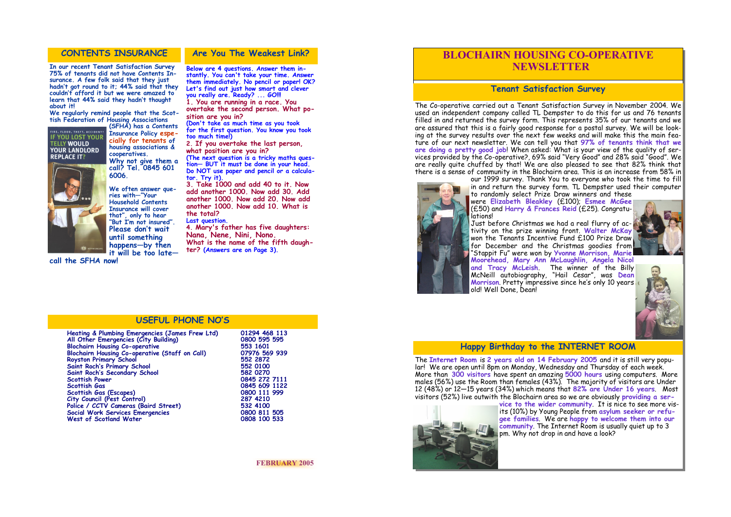# BLOCHAIRN HOUSING CO-OPERATIVE NEWSLETTER

## Tenant Satisfaction Survey

The Co-operative carried out a Tenant Satisfaction Survey in November 2004. We used an independent company called TL Dempster to do this for us and 76 tenants filled in and returned the survey form. This represents 35% of our tenants and we are assured that this is a fairly good response for a postal survey. We will be looking at the survey results over the next few weeks and will make this the main feature of our next newsletter. We can tell you that **97% of tenants think that we are doing a pretty good job**! When asked: What is your view of the quality of services provided by the Co-operative?, 69% said "Very Good" and 28% said "Good". We are really quite chuffed by that! We are also pleased to see that 82% think that there is a sense of community in the Blochairn area. This is an increase from 58% in our 1999 survey. Thank You to everyone who took the time to fill in and return the survey form. TL Dempster used their computer to randomly select Prize Draw winners and these were **Elizabeth Bleakley** (£100); **Esmee McGee** (£50) and **Harry & Frances Reid** (£25). Congratulations!

Just before Christmas we had a real flurry of activity on the prize winning front. **Walter McKay** won the Tenants Incentive Fund £100 Prize Draw for December and the Christmas goodies from "Stappit Fu" were won by **Yvonne Morrison, Marie Moorehead, Mary Ann McLaughlin, Angela Nicol and Tracy McLeish**. The winner of the Billy McNeill autobiography, "Hail Cesar", was **Dean Morrison**. Pretty impressive since he's only 10 years old! Well Done, Dean!

## Happy Birthday to the INTERNET ROOM

The **Internet Room** is **2 years old on 14 February 2005** and it is still very popular! We are open until 8pm on Monday, Wednesday and Thursday of each week. More than **300 visitors** have spent an amazing **5000 hours** using computers. More males (56%) use the Room than females (43%). The majority of visitors are Under 12 (48%) or 12—15 years (34%) which means that **82% are Under 16 years**. Most visitors (52%) live outwith the Blochairn area so we are obviously **providing a service to the wider community**. It is nice to see more visits (10%) by Young People from **asylum seeker or refugee families**. We are **happy to welcome them into our community**. The Internet Room is usually quiet up to 3 pm. Why not drop in and have a look?

## CONTENTS INSURANCE

**In our recent Tenant Satisfaction Survey 75% of tenants did not have Contents Insurance. A few folk said that they just hadn't got round to it; 44% said that they couldn't afford it but we were amazed to learn that 44% said they hadn't thought about it!**

**We regularly remind people that the Scottish Federation of Housing Associations (SFHA) has a Contents Insurance Policy especially for tenants of housing associations & cooperatives.**

**Why not give them a call? Tel. 0845 601 6006.**

**We often answer queries with—"Your Household Contents Insurance will cover that", only to hear "But I'm not insured".**

**Please don't wait until something happens—by then it will be too late—call the SFHA now!**

## Are You The Weakest Link?

**Below are 4 questions. Answer them instantly. You can't take your time. Answer them immediately. No pencil or paper! OK? Let's find out just how smart and clever you really are. Ready? ... GO!!!**

**1. You are running in a race. You overtake the second person. What position are you in?**
**(Don't take as much time as you took for the first question. You know you took too much time!)**

**2. If you overtake the last person, what position are you in?**
**(The next question is a tricky maths question— BUT it must be done in your head. Do NOT use paper and pencil or a calculator. Try it).**

**3. Take 1000 and add 40 to it. Now add another 1000. Now add 30. Add another 1000. Now add 20. Now add another 1000. Now add 10. What is the total?**

**Last question.**

**4. Mary's father has five daughters: Nana, Nene, Nini, Nono. What is the name of the fifth daughter? (Answers are on Page 3).**

## USEFUL PHONE NO'S

| | |
|---|---|
| Heating & Plumbing Emergencies (James Frew Ltd) | 01294 468 113 |
| All Other Emergencies (City Building) | 0800 595 595 |
| Blochairn Housing Co-operative | 553 1601 |
| Blochairn Housing Co-operative (Staff on Call) | 07976 569 939 |
| Royston Primary School | 552 2872 |
| Saint Roch's Primary School | 552 0100 |
| Saint Roch's Secondary School | 582 0270 |
| Scottish Power | 0845 272 7111 |
| Scottish Gas | 0845 609 1122 |
| Scottish Gas (Escapes) | 0800 111 999 |
| City Council (Pest Control) | 287 4210 |
| Police / CCTV Cameras (Baird Street) | 532 4100 |
| Social Work Services Emergencies | 0800 811 505 |
| West of Scotland Water | 0808 100 533 |

FEBRUARY 2005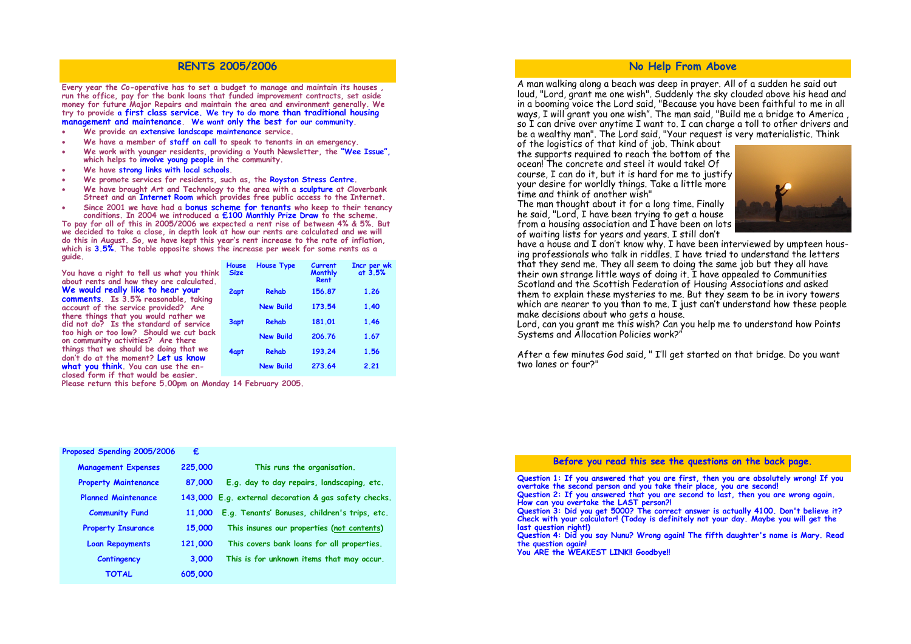## RENTS 2005/2006

Every year the Co-operative has to set a budget to manage and maintain its houses , run the office, pay for the bank loans that funded improvement contracts, set aside money for future Major Repairs and maintain the area and environment generally. We try to provide a **first class service. We try to do more than traditional housing management and maintenance**. **We want only the best for our community**.

- We provide an **extensive landscape maintenance** service.
- We have a member of **staff on call** to speak to tenants in an emergency.
- We work with younger residents, providing a Youth Newsletter, the **"Wee Issue"**, which helps to **involve young people** in the community.
- We have **strong links with local schools**.
- We promote services for residents, such as, the **Royston Stress Centre**.
- We have brought Art and Technology to the area with a **sculpture** at Cloverbank Street and an **Internet Room** which provides free public access to the Internet.
- Since 2001 we have had a **bonus scheme for tenants** who keep to their tenancy conditions. In 2004 we introduced a **£100 Monthly Prize Draw** to the scheme.

To pay for all of this in 2005/2006 we expected a rent rise of between 4% & 5%. But we decided to take a close, in depth look at how our rents are calculated and we will do this in August. So, we have kept this year's rent increase to the rate of inflation, which is **3.5%**. The table opposite shows the increase per week for some rents as a guide.

You have a right to tell us what you think about rents and how they are calculated. **We would really like to hear your comments**. Is 3.5% reasonable, taking account of the service provided? Are there things that you would rather we did not do? Is the standard of service too high or too low? Should we cut back on community activities? Are there things that we should be doing that we don't do at the moment? **Let us know what you think**. You can use the enclosed form if that would be easier.

| House Size | House Type | Current Monthly Rent | Incr per wk at 3.5% |
|---|---|---|---|
| 2apt | Rehab | 156.87 | 1.26 |
| | New Build | 173.54 | 1.40 |
| 3apt | Rehab | 181.01 | 1.46 |
| | New Build | 206.76 | 1.67 |
| 4apt | Rehab | 193.24 | 1.56 |
| | New Build | 273.64 | 2.21 |

Please return this before 5.00pm on Monday 14 February 2005.

| Proposed Spending 2005/2006 | £ | |
|---|---|---|
| Management Expenses | 225,000 | This runs the organisation. |
| Property Maintenance | 87,000 | E.g. day to day repairs, landscaping, etc. |
| Planned Maintenance | 143,000 | E.g. external decoration & gas safety checks. |
| Community Fund | 11,000 | E.g. Tenants' Bonuses, children's trips, etc. |
| Property Insurance | 15,000 | This insures our properties (not contents) |
| Loan Repayments | 121,000 | This covers bank loans for all properties. |
| Contingency | 3,000 | This is for unknown items that may occur. |
| TOTAL | 605,000 | |

## No Help From Above

A man walking along a beach was deep in prayer. All of a sudden he said out loud, "Lord, grant me one wish". Suddenly the sky clouded above his head and in a booming voice the Lord said, "Because you have been faithful to me in all ways, I will grant you one wish". The man said, "Build me a bridge to America , so I can drive over anytime I want to. I can charge a toll to other drivers and be a wealthy man". The Lord said, "Your request is very materialistic. Think of the logistics of that kind of job. Think about the supports required to reach the bottom of the ocean! The concrete and steel it would take! Of course, I can do it, but it is hard for me to justify your desire for worldly things. Take a little more time and think of another wish"

The man thought about it for a long time. Finally he said, "Lord, I have been trying to get a house from a housing association and I have been on lots of waiting lists for years and years. I still don't have a house and I don't know why. I have been interviewed by umpteen housing professionals who talk in riddles. I have tried to understand the letters that they send me. They all seem to doing the same job but they all have their own strange little ways of doing it. I have appealed to Communities Scotland and the Scottish Federation of Housing Associations and asked them to explain these mysteries to me. But they seem to be in ivory towers which are nearer to you than to me. I just can't understand how these people make decisions about who gets a house.

Lord, can you grant me this wish? Can you help me to understand how Points Systems and Allocation Policies work?"

After a few minutes God said, " I'll get started on that bridge. Do you want two lanes or four?"

### Before you read this see the questions on the back page.

Question 1: If you answered that you are first, then you are absolutely wrong! If you overtake the second person and you take their place, you are second!
Question 2: If you answered that you are second to last, then you are wrong again. How can you overtake the LAST person?!
Question 3: Did you get 5000? The correct answer is actually 4100. Don't believe it? Check with your calculator! (Today is definitely not your day. Maybe you will get the last question right!)
Question 4: Did you say Nunu? Wrong again! The fifth daughter's name is Mary. Read the question again!
You ARE the WEAKEST LINK!! Goodbye!!